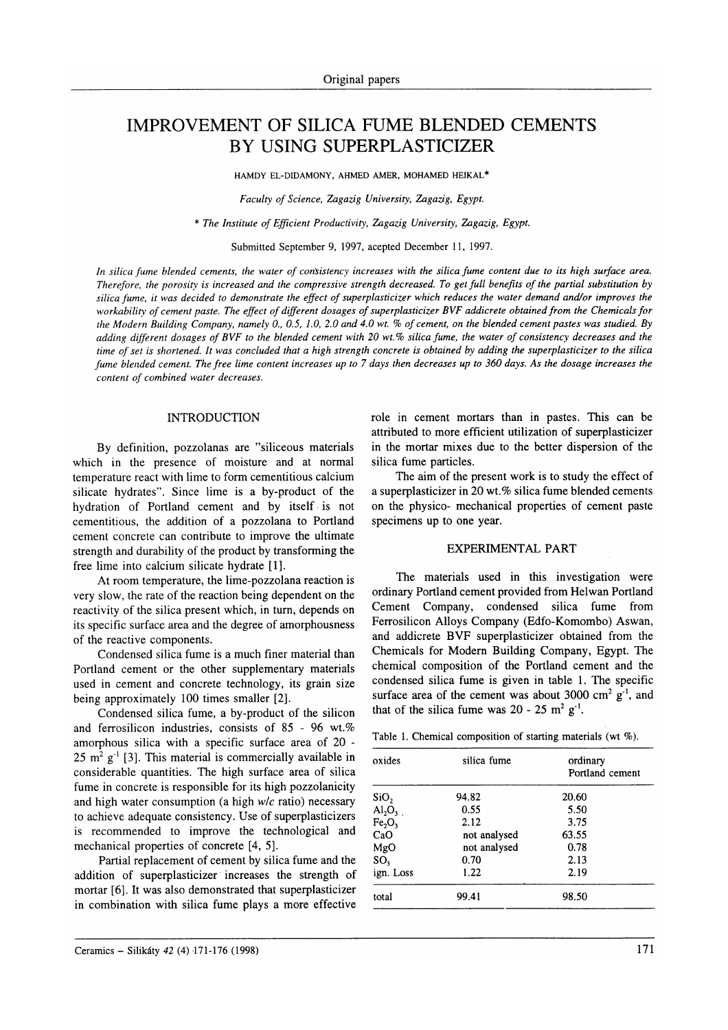# IMPROVEMENT OF SILICA FUME BLENDED CEMENTS BY USING SUPERPLASTICIZER

HAMDY EL-DIDAMONY, AHMED AMER, MOHAMED HEIKAL*

*Faculty of Science, Zagazig University, Zagazig, Egypt.*

* *The Institute of Efficient Productivity, Zagazig University, Zagazig, Egypt.*

Submitted September 9, 1997, acepted December 11, 1997.

*In silica fume blended cements, the water of consistency increases with the silica fume content due to its high surface area. Therefore, the porosity is increased and the compressive strength decreased. To get full benefits of the partial substitution by silica fume, it was decided to demonstrate the effect of superplasticizer which reduces the water demand and/or improves the workability of cement paste. The effect of different dosages of superplasticizer BVF addicrete obtained from the Chemicals for the Modern Building Company, namely 0., 0.5, 1.0, 2.0 and 4.0 wt. % of cement, on the blended cement pastes was studied. By adding different dosages of BVF to the blended cement with 20 wt.% silica fume, the water of consistency decreases and the time of set is shortened. It was concluded that a high strength concrete is obtained by adding the superplasticizer to the silica fume blended cement. The free lime content increases up to 7 days then decreases up to 360 days. As the dosage increases the content of combined water decreases.*

## INTRODUCTION

By definition, pozzolanas are "siliceous materials which in the presence of moisture and at normal temperature react with lime to form cementitious calcium silicate hydrates". Since lime is a by-product of the hydration of Portland cement and by itself is not cementitious, the addition of a pozzolana to Portland cement concrete can contribute to improve the ultimate strength and durability of the product by transforming the free lime into calcium silicate hydrate [1].

At room temperature, the lime-pozzolana reaction is very slow, the rate of the reaction being dependent on the reactivity of the silica present which, in turn, depends on its specific surface area and the degree of amorphousness of the reactive components.

Condensed silica fume is a much finer material than Portland cement or the other supplementary materials used in cement and concrete technology, its grain size being approximately 100 times smaller [2].

Condensed silica fume, a by-product of the silicon and ferrosilicon industries, consists of 85 - 96 wt.% amorphous silica with a specific surface area of 20 - 25 $m^2$ $g^{-1}$ [3]. This material is commercially available in considerable quantities. The high surface area of silica fume in concrete is responsible for its high pozzolanicity and high water consumption (a high *w/c* ratio) necessary to achieve adequate consistency. Use of superplasticizers is recommended to improve the technological and mechanical properties of concrete [4, 5].

Partial replacement of cement by silica fume and the addition of superplasticizer increases the strength of mortar [6]. It was also demonstrated that superplasticizer in combination with silica fume plays a more effective role in cement mortars than in pastes. This can be attributed to more efficient utilization of superplasticizer in the mortar mixes due to the better dispersion of the silica fume particles.

The aim of the present work is to study the effect of a superplasticizer in 20 wt.% silica fume blended cements on the physico- mechanical properties of cement paste specimens up to one year.

## EXPERIMENTAL PART

The materials used in this investigation were ordinary Portland cement provided from Helwan Portland Cement Company, condensed silica fume from Ferrosilicon Alloys Company (Edfo-Komombo) Aswan, and addicrete BVF superplasticizer obtained from the Chemicals for Modern Building Company, Egypt. The chemical composition of the Portland cement and the condensed silica fume is given in table 1. The specific surface area of the cement was about 3000 $cm^2$ $g^{-1}$, and that of the silica fume was 20 - 25 $m^2$ $g^{-1}$.

Table 1. Chemical composition of starting materials (wt %).

| oxides | silica fume | ordinary Portland cement |
|---|---|---|
| $SiO_2$ | 94.82 | 20.60 |
| $Al_2O_3$ | 0.55 | 5.50 |
| $Fe_2O_3$ | 2.12 | 3.75 |
| CaO | not analysed | 63.55 |
| MgO | not analysed | 0.78 |
| $SO_3$ | 0.70 | 2.13 |
| ign. Loss | 1.22 | 2.19 |
| total | 99.41 | 98.50 |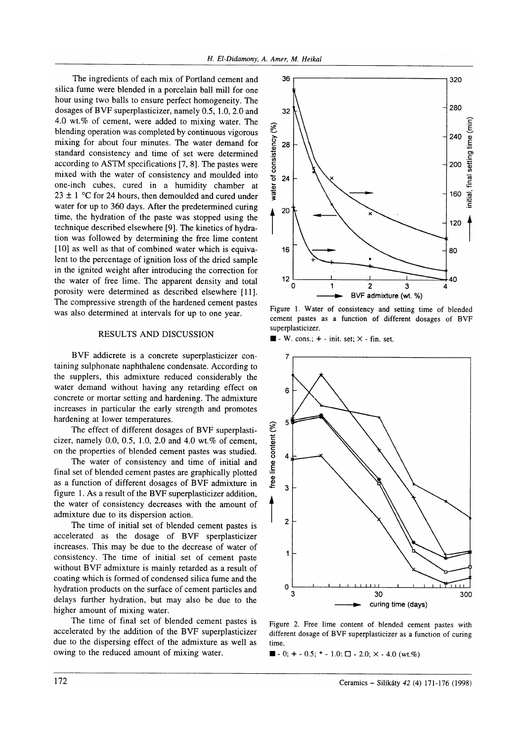The ingredients of each mix of Portland cement and silica fume were blended in a porcelain ball mill for one hour using two balls to ensure perfect homogeneity. The dosages of BVF superplasticizer, namely 0.5, 1.0, 2.0 and 4.0 wt.% of cement, were added to mixing water. The blending operation was completed by continuous vigorous mixing for about four minutes. The water demand for standard consistency and time of set were determined according to ASTM specifications [7, 8]. The pastes were mixed with the water of consistency and moulded into one-inch cubes, cured in a humidity chamber at 23 ± 1 °C for 24 hours, then demoulded and cured under water for up to 360 days. After the predetermined curing time, the hydration of the paste was stopped using the technique described elsewhere [9]. The kinetics of hydration was followed by determining the free lime content [10] as well as that of combined water which is equivalent to the percentage of ignition loss of the dried sample in the ignited weight after introducing the correction for the water of free lime. The apparent density and total porosity were determined as described elsewhere [11]. The compressive strength of the hardened cement pastes was also determined at intervals for up to one year.

## RESULTS AND DISCUSSION

BVF addicrete is a concrete superplasticizer containing sulphonate naphthalene condensate. According to the suppliers, this admixture reduced considerably the water demand without having any retarding effect on concrete or mortar setting and hardening. The admixture increases in particular the early strength and promotes hardening at lower temperatures.

The effect of different dosages of BVF superplasticizer, namely 0.0, 0.5, 1.0, 2.0 and 4.0 wt.% of cement, on the properties of blended cement pastes was studied.

The water of consistency and time of initial and final set of blended cement pastes are graphically plotted as a function of different dosages of BVF admixture in figure 1. As a result of the BVF superplasticizer addition, the water of consistency decreases with the amount of admixture due to its dispersion action.

The time of initial set of blended cement pastes is accelerated as the dosage of BVF sperplasticizer increases. This may be due to the decrease of water of consistency. The time of initial set of cement paste without BVF admixture is mainly retarded as a result of coating which is formed of condensed silica fume and the hydration products on the surface of cement particles and delays further hydration, but may also be due to the higher amount of mixing water.

The time of final set of blended cement pastes is accelerated by the addition of the BVF superplasticizer due to the dispersing effect of the admixture as well as owing to the reduced amount of mixing water.

Figure 1. Water of consistency and setting time of blended cement pastes as a function of different dosages of BVF superplasticizer.

■ - W. cons.; + - init. set; × - fin. set.

Figure 2. Free lime content of blended cement pastes with different dosage of BVF superplasticizer as a function of curing time.

■ - 0; + - 0.5; * - 1.0; □ - 2.0; × - 4.0 (wt.%)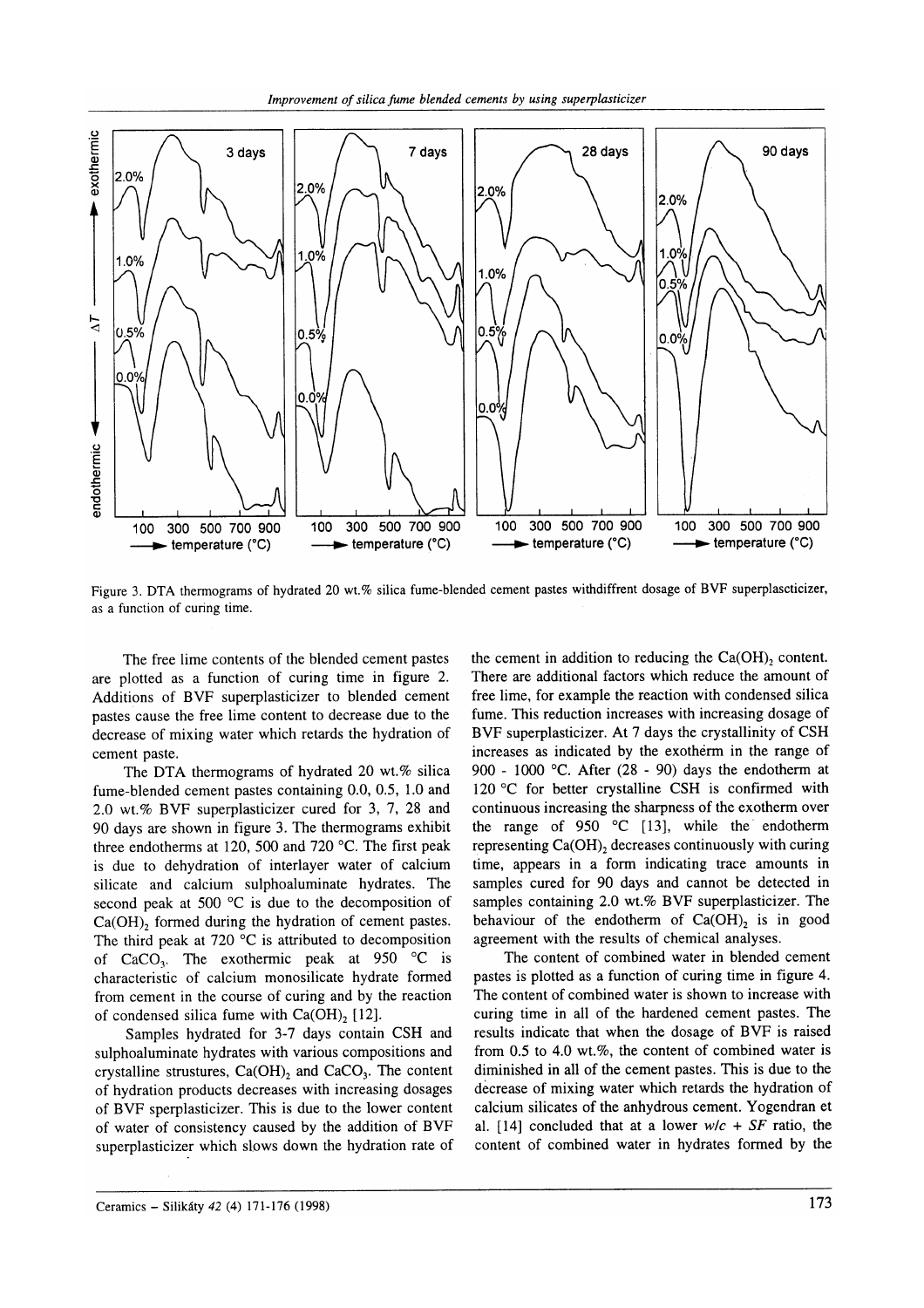Figure 3. DTA thermograms of hydrated 20 wt.% silica fume-blended cement pastes withdiffrent dosage of BVF superplascticizer, as a function of curing time.

The free lime contents of the blended cement pastes are plotted as a function of curing time in figure 2. Additions of BVF superplasticizer to blended cement pastes cause the free lime content to decrease due to the decrease of mixing water which retards the hydration of cement paste.

The DTA thermograms of hydrated 20 wt.% silica fume-blended cement pastes containing 0.0, 0.5, 1.0 and 2.0 wt.% BVF superplasticizer cured for 3, 7, 28 and 90 days are shown in figure 3. The thermograms exhibit three endotherms at 120, 500 and 720 °C. The first peak is due to dehydration of interlayer water of calcium silicate and calcium sulphoaluminate hydrates. The second peak at 500 °C is due to the decomposition of $Ca(OH)_2$ formed during the hydration of cement pastes. The third peak at 720 °C is attributed to decomposition of $CaCO_3$. The exothermic peak at 950 °C is characteristic of calcium monosilicate hydrate formed from cement in the course of curing and by the reaction of condensed silica fume with $Ca(OH)_2$ [12].

Samples hydrated for 3-7 days contain CSH and sulphoaluminate hydrates with various compositions and crystalline strustures, $Ca(OH)_2$ and $CaCO_3$. The content of hydration products decreases with increasing dosages of BVF sperplasticizer. This is due to the lower content of water of consistency caused by the addition of BVF superplasticizer which slows down the hydration rate of the cement in addition to reducing the $Ca(OH)_2$ content. There are additional factors which reduce the amount of free lime, for example the reaction with condensed silica fume. This reduction increases with increasing dosage of BVF superplasticizer. At 7 days the crystallinity of CSH increases as indicated by the exotherm in the range of 900 - 1000 °C. After (28 - 90) days the endotherm at 120 °C for better crystalline CSH is confirmed with continuous increasing the sharpness of the exotherm over the range of 950 °C [13], while the endotherm representing $Ca(OH)_2$ decreases continuously with curing time, appears in a form indicating trace amounts in samples cured for 90 days and cannot be detected in samples containing 2.0 wt.% BVF superplasticizer. The behaviour of the endotherm of $Ca(OH)_2$ is in good agreement with the results of chemical analyses.

The content of combined water in blended cement pastes is plotted as a function of curing time in figure 4. The content of combined water is shown to increase with curing time in all of the hardened cement pastes. The results indicate that when the dosage of BVF is raised from 0.5 to 4.0 wt.%, the content of combined water is diminished in all of the cement pastes. This is due to the decrease of mixing water which retards the hydration of calcium silicates of the anhydrous cement. Yogendran et al. [14] concluded that at a lower $w/c + SF$ ratio, the content of combined water in hydrates formed by the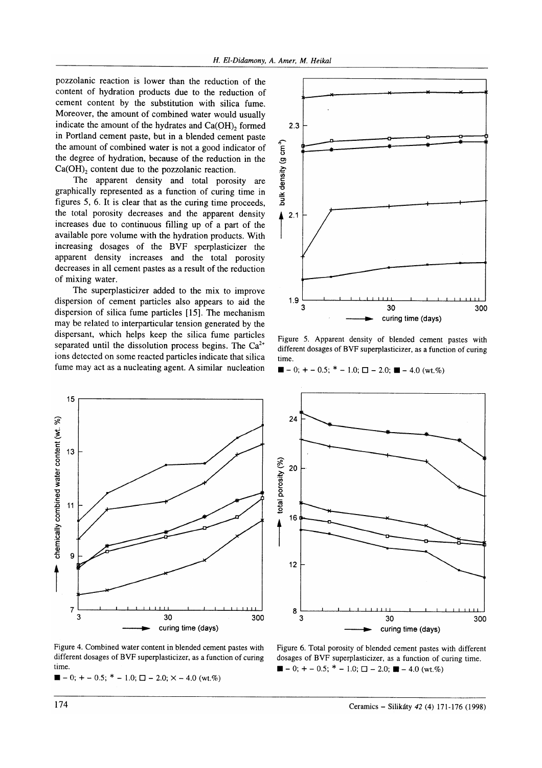pozzolanic reaction is lower than the reduction of the content of hydration products due to the reduction of cement content by the substitution with silica fume. Moreover, the amount of combined water would usually indicate the amount of the hydrates and $Ca(OH)_2$ formed in Portland cement paste, but in a blended cement paste the amount of combined water is not a good indicator of the degree of hydration, because of the reduction in the $Ca(OH)_2$ content due to the pozzolanic reaction.

The apparent density and total porosity are graphically represented as a function of curing time in figures 5, 6. It is clear that as the curing time proceeds, the total porosity decreases and the apparent density increases due to continuous filling up of a part of the available pore volume with the hydration products. With increasing dosages of the BVF sperplasticizer the apparent density increases and the total porosity decreases in all cement pastes as a result of the reduction of mixing water.

The superplasticizer added to the mix to improve dispersion of cement particles also appears to aid the dispersion of silica fume particles [15]. The mechanism may be related to interparticular tension generated by the dispersant, which helps keep the silica fume particles separated until the dissolution process begins. The $Ca^{2+}$ ions detected on some reacted particles indicate that silica fume may act as a nucleating agent. A similar nucleation

Figure 5. Apparent density of blended cement pastes with different dosages of BVF superplasticizer, as a function of curing time.
■ – 0; + – 0.5; * – 1.0; □ – 2.0; ■ – 4.0 (wt.%)

Figure 4. Combined water content in blended cement pastes with different dosages of BVF superplasticizer, as a function of curing time.
■ – 0; + – 0.5; * – 1.0; □ – 2.0; × – 4.0 (wt.%)

Figure 6. Total porosity of blended cement pastes with different dosages of BVF superplasticizer, as a function of curing time.
■ – 0; + – 0.5; * – 1.0; □ – 2.0; ■ – 4.0 (wt.%)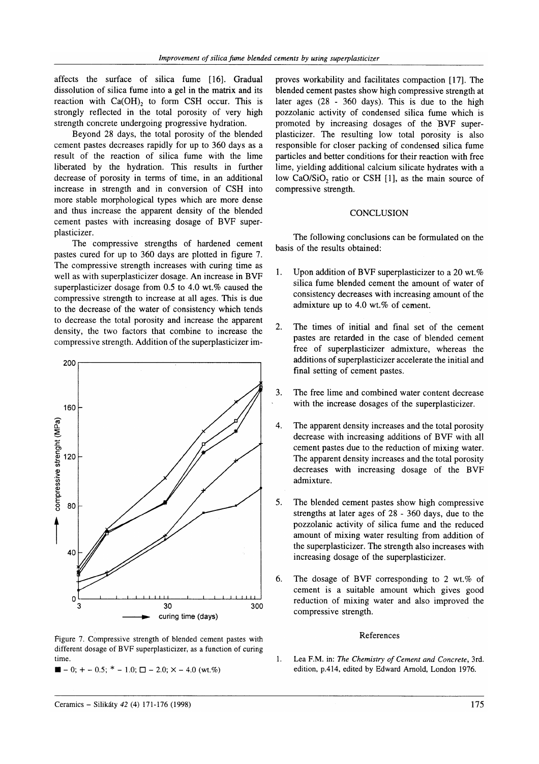affects the surface of silica fume [16]. Gradual dissolution of silica fume into a gel in the matrix and its reaction with $Ca(OH)_2$ to form CSH occur. This is strongly reflected in the total porosity of very high strength concrete undergoing progressive hydration.

Beyond 28 days, the total porosity of the blended cement pastes decreases rapidly for up to 360 days as a result of the reaction of silica fume with the lime liberated by the hydration. This results in further decrease of porosity in terms of time, in an additional increase in strength and in conversion of CSH into more stable morphological types which are more dense and thus increase the apparent density of the blended cement pastes with increasing dosage of BVF superplasticizer.

The compressive strengths of hardened cement pastes cured for up to 360 days are plotted in figure 7. The compressive strength increases with curing time as well as with superplasticizer dosage. An increase in BVF superplasticizer dosage from 0.5 to 4.0 wt.% caused the compressive strength to increase at all ages. This is due to the decrease of the water of consistency which tends to decrease the total porosity and increase the apparent density, the two factors that combine to increase the compressive strength. Addition of the superplasticizer improves workability and facilitates compaction [17]. The blended cement pastes show high compressive strength at later ages (28 - 360 days). This is due to the high pozzolanic activity of condensed silica fume which is promoted by increasing dosages of the BVF superplasticizer. The resulting low total porosity is also responsible for closer packing of condensed silica fume particles and better conditions for their reaction with free lime, yielding additional calcium silicate hydrates with a low $CaO/SiO_2$ ratio or CSH [1], as the main source of compressive strength.

Figure 7. Compressive strength of blended cement pastes with different dosage of BVF superplasticizer, as a function of curing time.
■ – 0; + – 0.5; * – 1.0; □ – 2.0; × – 4.0 (wt.%)

## CONCLUSION

The following conclusions can be formulated on the basis of the results obtained:

1. Upon addition of BVF superplasticizer to a 20 wt.% silica fume blended cement the amount of water of consistency decreases with increasing amount of the admixture up to 4.0 wt.% of cement.

2. The times of initial and final set of the cement pastes are retarded in the case of blended cement free of superplasticizer admixture, whereas the additions of superplasticizer accelerate the initial and final setting of cement pastes.

3. The free lime and combined water content decrease with the increase dosages of the superplasticizer.

4. The apparent density increases and the total porosity decrease with increasing additions of BVF with all cement pastes due to the reduction of mixing water. The apparent density increases and the total porosity decreases with increasing dosage of the BVF admixture.

5. The blended cement pastes show high compressive strengths at later ages of 28 - 360 days, due to the pozzolanic activity of silica fume and the reduced amount of mixing water resulting from addition of the superplasticizer. The strength also increases with increasing dosage of the superplasticizer.

6. The dosage of BVF corresponding to 2 wt.% of cement is a suitable amount which gives good reduction of mixing water and also improved the compressive strength.

## References

1. Lea F.M. in: *The Chemistry of Cement and Concrete*, 3rd. edition, p.414, edited by Edward Arnold, London 1976.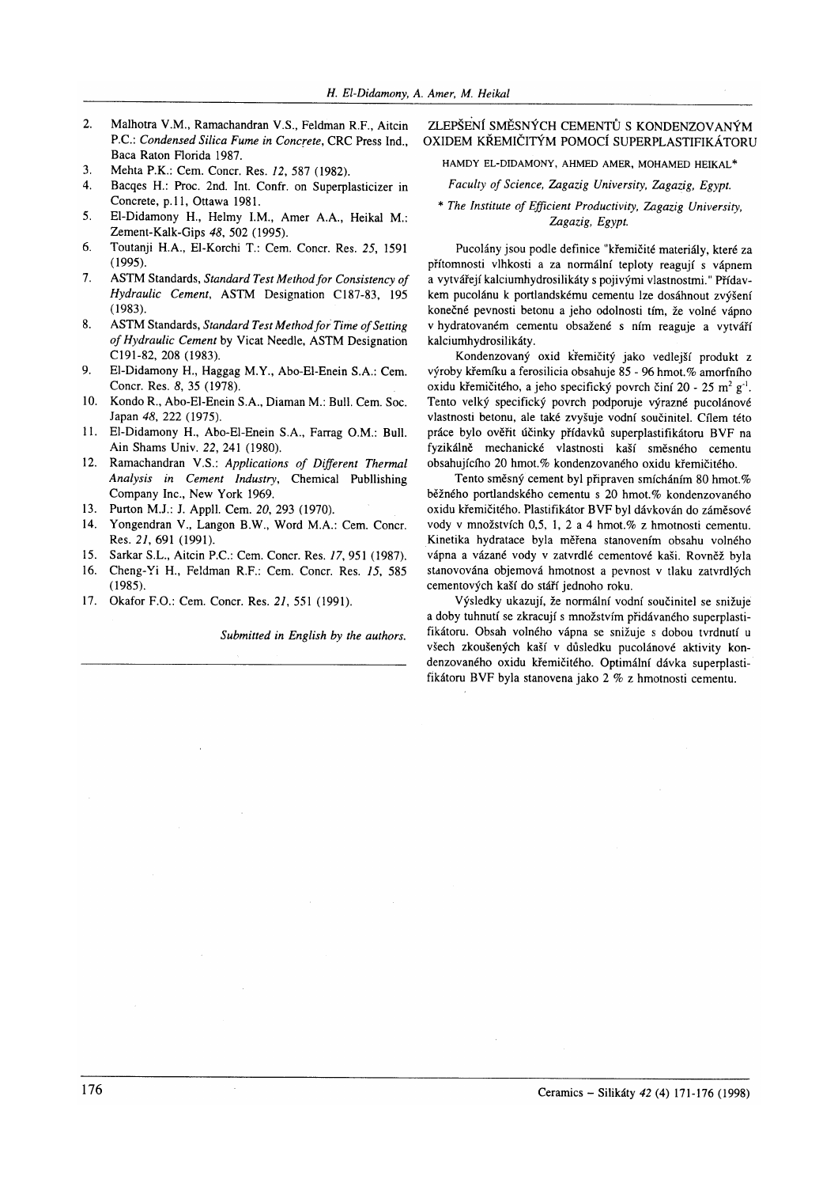2. Malhotra V.M., Ramachandran V.S., Feldman R.F., Aitcin P.C.: *Condensed Silica Fume in Concrete*, CRC Press Ind., Baca Raton Florida 1987.
3. Mehta P.K.: Cem. Concr. Res. *12*, 587 (1982).
4. Bacqes H.: Proc. 2nd. Int. Confr. on Superplasticizer in Concrete, p.11, Ottawa 1981.
5. El-Didamony H., Helmy I.M., Amer A.A., Heikal M.: Zement-Kalk-Gips *48*, 502 (1995).
6. Toutanji H.A., El-Korchi T.: Cem. Concr. Res. *25*, 1591 (1995).
7. ASTM Standards, *Standard Test Method for Consistency of Hydraulic Cement*, ASTM Designation C187-83, 195 (1983).
8. ASTM Standards, *Standard Test Method for Time of Setting of Hydraulic Cement* by Vicat Needle, ASTM Designation C191-82, 208 (1983).
9. El-Didamony H., Haggag M.Y., Abo-El-Enein S.A.: Cem. Concr. Res. *8*, 35 (1978).
10. Kondo R., Abo-El-Enein S.A., Diaman M.: Bull. Cem. Soc. Japan *48*, 222 (1975).
11. El-Didamony H., Abo-El-Enein S.A., Farrag O.M.: Bull. Ain Shams Univ. *22*, 241 (1980).
12. Ramachandran V.S.: *Applications of Different Thermal Analysis in Cement Industry*, Chemical Publlishing Company Inc., New York 1969.
13. Purton M.J.: J. Appll. Cem. *20*, 293 (1970).
14. Yongendran V., Langon B.W., Word M.A.: Cem. Concr. Res. *21*, 691 (1991).
15. Sarkar S.L., Aitcin P.C.: Cem. Concr. Res. *17*, 951 (1987).
16. Cheng-Yi H., Feldman R.F.: Cem. Concr. Res. *15*, 585 (1985).
17. Okafor F.O.: Cem. Concr. Res. *21*, 551 (1991).

*Submitted in English by the authors.*

## ZLEPŠENÍ SMĚSNÝCH CEMENTŮ S KONDENZOVANÝM OXIDEM KŘEMIČITÝM POMOCÍ SUPERPLASTIFIKÁTORU

HAMDY EL-DIDAMONY, AHMED AMER, MOHAMED HEIKAL*

*Faculty of Science, Zagazig University, Zagazig, Egypt.*

*\* The Institute of Efficient Productivity, Zagazig University, Zagazig, Egypt.*

Pucolány jsou podle definice "křemičité materiály, které za přítomnosti vlhkosti a za normální teploty reagují s vápnem a vytvářejí kalciumhydrosilikáty s pojivými vlastnostmi." Přídavkem pucolánu k portlandskému cementu lze dosáhnout zvýšení konečné pevnosti betonu a jeho odolnosti tím, že volné vápno v hydratovaném cementu obsažené s ním reaguje a vytváří kalciumhydrosilikáty.

Kondenzovaný oxid křemičitý jako vedlejší produkt z výroby křemíku a ferosilicia obsahuje 85 - 96 hmot.% amorfního oxidu křemičitého, a jeho specifický povrch činí 20 - 25 $m^2 g^{-1}$. Tento velký specifický povrch podporuje výrazné pucolánové vlastnosti betonu, ale také zvyšuje vodní součinitel. Cílem této práce bylo ověřit účinky přídavků superplastifikátoru BVF na fyzikálně mechanické vlastnosti kaší směsného cementu obsahujícího 20 hmot.% kondenzovaného oxidu křemičitého.

Tento směsný cement byl připraven smícháním 80 hmot.% běžného portlandského cementu s 20 hmot.% kondenzovaného oxidu křemičitého. Plastifikátor BVF byl dávkován do záměsové vody v množstvích 0,5, 1, 2 a 4 hmot.% z hmotnosti cementu. Kinetika hydratace byla měřena stanovením obsahu volného vápna a vázané vody v zatvrdlé cementové kaši. Rovněž byla stanovována objemová hmotnost a pevnost v tlaku zatvrdlých cementových kaší do stáří jednoho roku.

Výsledky ukazují, že normální vodní součinitel se snižuje a doby tuhnutí se zkracují s množstvím přidávaného superplastifikátoru. Obsah volného vápna se snižuje s dobou tvrdnutí u všech zkoušených kaší v důsledku pucolánové aktivity kondenzovaného oxidu křemičitého. Optimální dávka superplastifikátoru BVF byla stanovena jako 2 % z hmotnosti cementu.